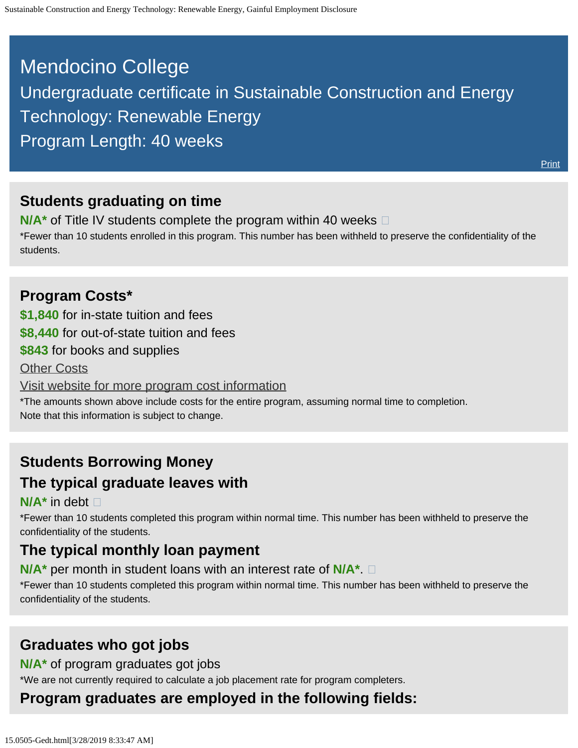# Mendocino College

## Undergraduate certificate in Sustainable Construction and Energy Technology: Renewable Energy

## Program Length: 40 weeks

Print

### Students graduating on time

**N/A*** of Title IV students complete the program within 40 weeks

*Fewer than 10 students enrolled in this program. This number has been withheld to preserve the confidentiality of the students.

### Program Costs*

**$1,840** for in-state tuition and fees

**$8,440** for out-of-state tuition and fees

**$843** for books and supplies

Other Costs

Visit website for more program cost information

*The amounts shown above include costs for the entire program, assuming normal time to completion.
Note that this information is subject to change.

### Students Borrowing Money

### The typical graduate leaves with

**N/A*** in debt

*Fewer than 10 students completed this program within normal time. This number has been withheld to preserve the confidentiality of the students.

### The typical monthly loan payment

**N/A*** per month in student loans with an interest rate of **N/A***.

*Fewer than 10 students completed this program within normal time. This number has been withheld to preserve the confidentiality of the students.

### Graduates who got jobs

**N/A*** of program graduates got jobs

*We are not currently required to calculate a job placement rate for program completers.

### Program graduates are employed in the following fields: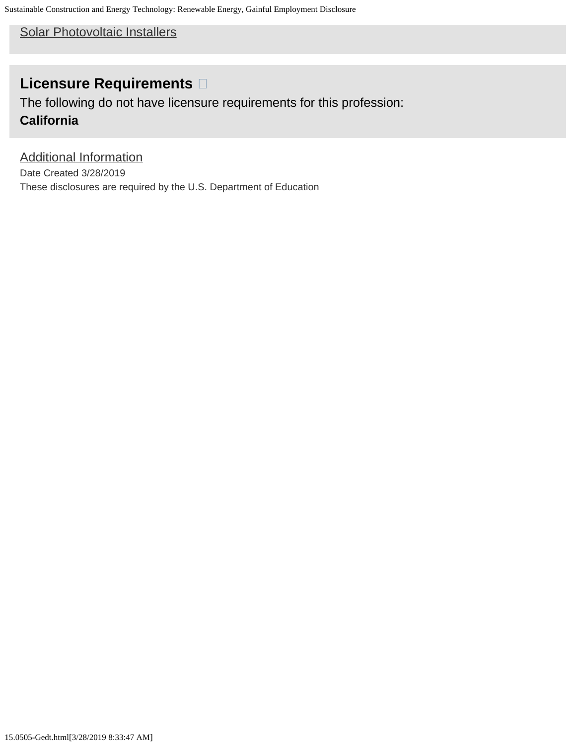Solar Photovoltaic Installers

## Licensure Requirements

The following do not have licensure requirements for this profession:

**California**

Additional Information

Date Created 3/28/2019

These disclosures are required by the U.S. Department of Education